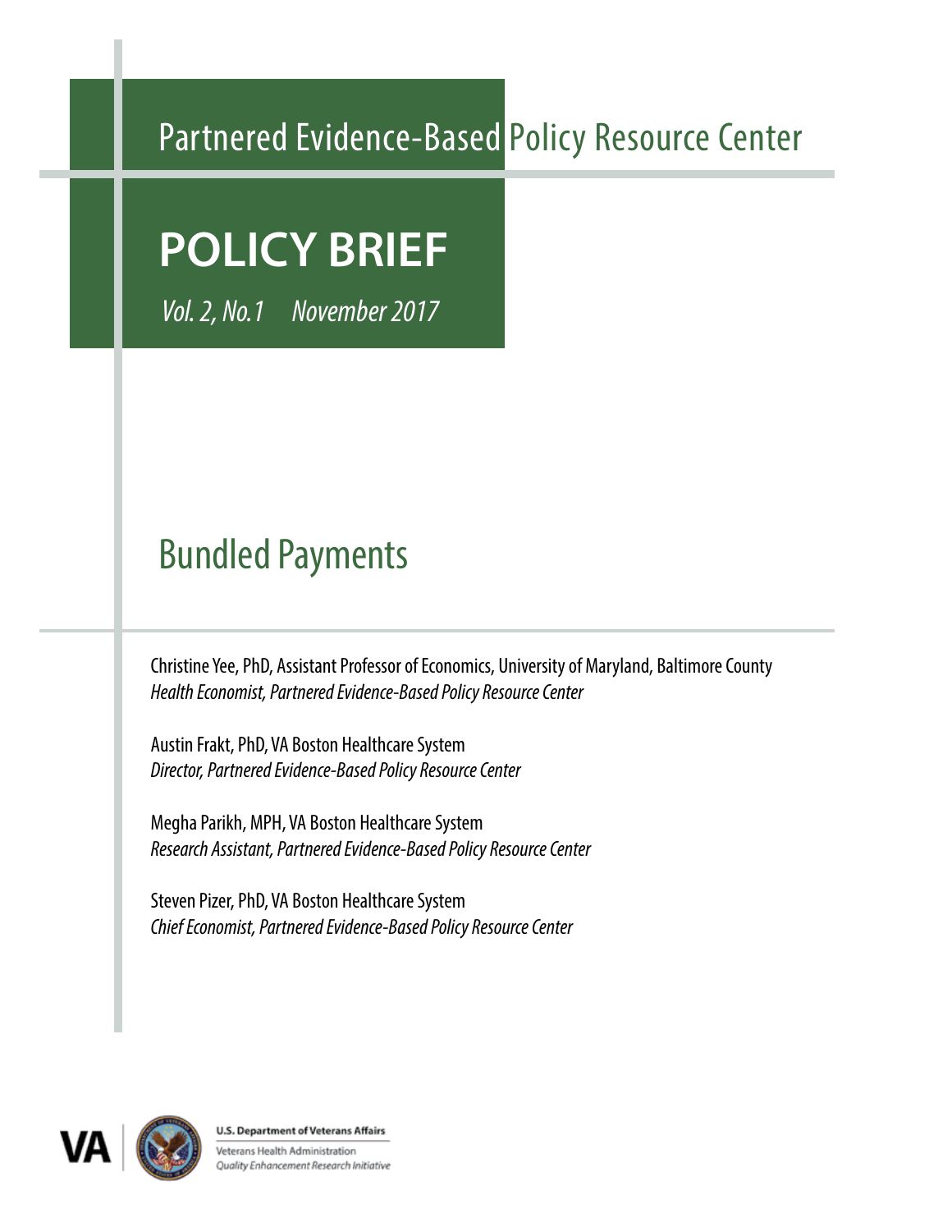Partnered Evidence-Based Policy Resource Center

# POLICY BRIEF

*Vol. 2, No.1 November 2017*

# Bundled Payments

Christine Yee, PhD, Assistant Professor of Economics, University of Maryland, Baltimore County
*Health Economist, Partnered Evidence-Based Policy Resource Center*

Austin Frakt, PhD, VA Boston Healthcare System
*Director, Partnered Evidence-Based Policy Resource Center*

Megha Parikh, MPH, VA Boston Healthcare System
*Research Assistant, Partnered Evidence-Based Policy Resource Center*

Steven Pizer, PhD, VA Boston Healthcare System
*Chief Economist, Partnered Evidence-Based Policy Resource Center*

VA

U.S. Department of Veterans Affairs
Veterans Health Administration
*Quality Enhancement Research Initiative*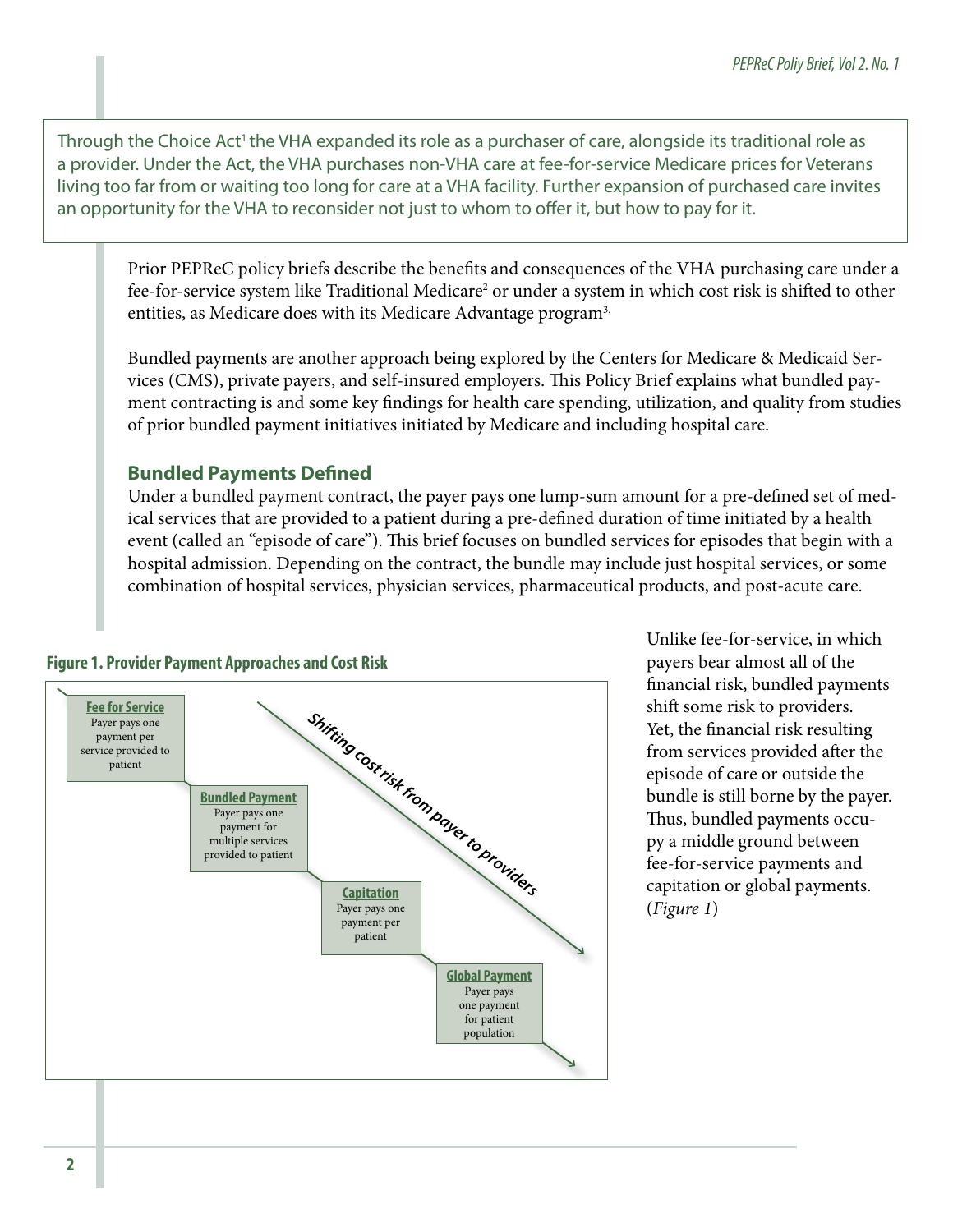Through the Choice Act[1] the VHA expanded its role as a purchaser of care, alongside its traditional role as a provider. Under the Act, the VHA purchases non-VHA care at fee-for-service Medicare prices for Veterans living too far from or waiting too long for care at a VHA facility. Further expansion of purchased care invites an opportunity for the VHA to reconsider not just to whom to offer it, but how to pay for it.

Prior PEPReC policy briefs describe the benefits and consequences of the VHA purchasing care under a fee-for-service system like Traditional Medicare[2] or under a system in which cost risk is shifted to other entities, as Medicare does with its Medicare Advantage program[3].

Bundled payments are another approach being explored by the Centers for Medicare & Medicaid Services (CMS), private payers, and self-insured employers. This Policy Brief explains what bundled payment contracting is and some key findings for health care spending, utilization, and quality from studies of prior bundled payment initiatives initiated by Medicare and including hospital care.

## Bundled Payments Defined

Under a bundled payment contract, the payer pays one lump-sum amount for a pre-defined set of medical services that are provided to a patient during a pre-defined duration of time initiated by a health event (called an "episode of care"). This brief focuses on bundled services for episodes that begin with a hospital admission. Depending on the contract, the bundle may include just hospital services, or some combination of hospital services, physician services, pharmaceutical products, and post-acute care.

**Figure 1. Provider Payment Approaches and Cost Risk**

**Fee for Service**
Payer pays one payment per service provided to patient

**Bundled Payment**
Payer pays one payment for multiple services provided to patient

**Capitation**
Payer pays one payment per patient

**Global Payment**
Payer pays one payment for patient population

*Shifting cost risk from payer to providers*

Unlike fee-for-service, in which payers bear almost all of the financial risk, bundled payments shift some risk to providers. Yet, the financial risk resulting from services provided after the episode of care or outside the bundle is still borne by the payer. Thus, bundled payments occupy a middle ground between fee-for-service payments and capitation or global payments. (*Figure 1*)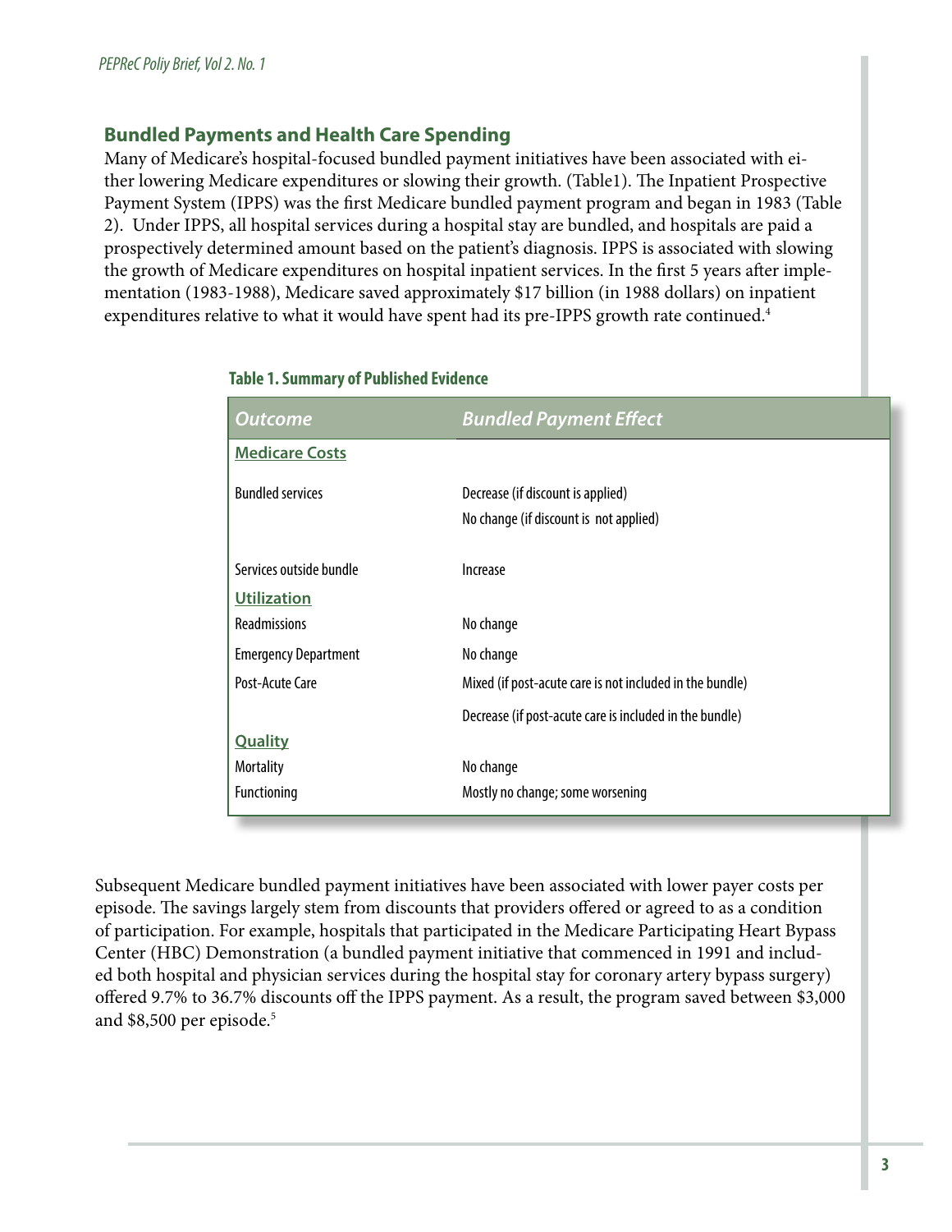## Bundled Payments and Health Care Spending

Many of Medicare's hospital-focused bundled payment initiatives have been associated with either lowering Medicare expenditures or slowing their growth. (Table1). The Inpatient Prospective Payment System (IPPS) was the first Medicare bundled payment program and began in 1983 (Table 2). Under IPPS, all hospital services during a hospital stay are bundled, and hospitals are paid a prospectively determined amount based on the patient's diagnosis. IPPS is associated with slowing the growth of Medicare expenditures on hospital inpatient services. In the first 5 years after implementation (1983-1988), Medicare saved approximately $17 billion (in 1988 dollars) on inpatient expenditures relative to what it would have spent had its pre-IPPS growth rate continued.[4]

**Table 1. Summary of Published Evidence**

| *Outcome* | *Bundled Payment Effect* |
|---|---|
| **Medicare Costs** | |
| Bundled services | Decrease (if discount is applied)<br>No change (if discount is not applied) |
| Services outside bundle | Increase |
| **Utilization** | |
| Readmissions | No change |
| Emergency Department | No change |
| Post-Acute Care | Mixed (if post-acute care is not included in the bundle)<br>Decrease (if post-acute care is included in the bundle) |
| **Quality** | |
| Mortality | No change |
| Functioning | Mostly no change; some worsening |

Subsequent Medicare bundled payment initiatives have been associated with lower payer costs per episode. The savings largely stem from discounts that providers offered or agreed to as a condition of participation. For example, hospitals that participated in the Medicare Participating Heart Bypass Center (HBC) Demonstration (a bundled payment initiative that commenced in 1991 and included both hospital and physician services during the hospital stay for coronary artery bypass surgery) offered 9.7% to 36.7% discounts off the IPPS payment. As a result, the program saved between $3,000 and $8,500 per episode.[5]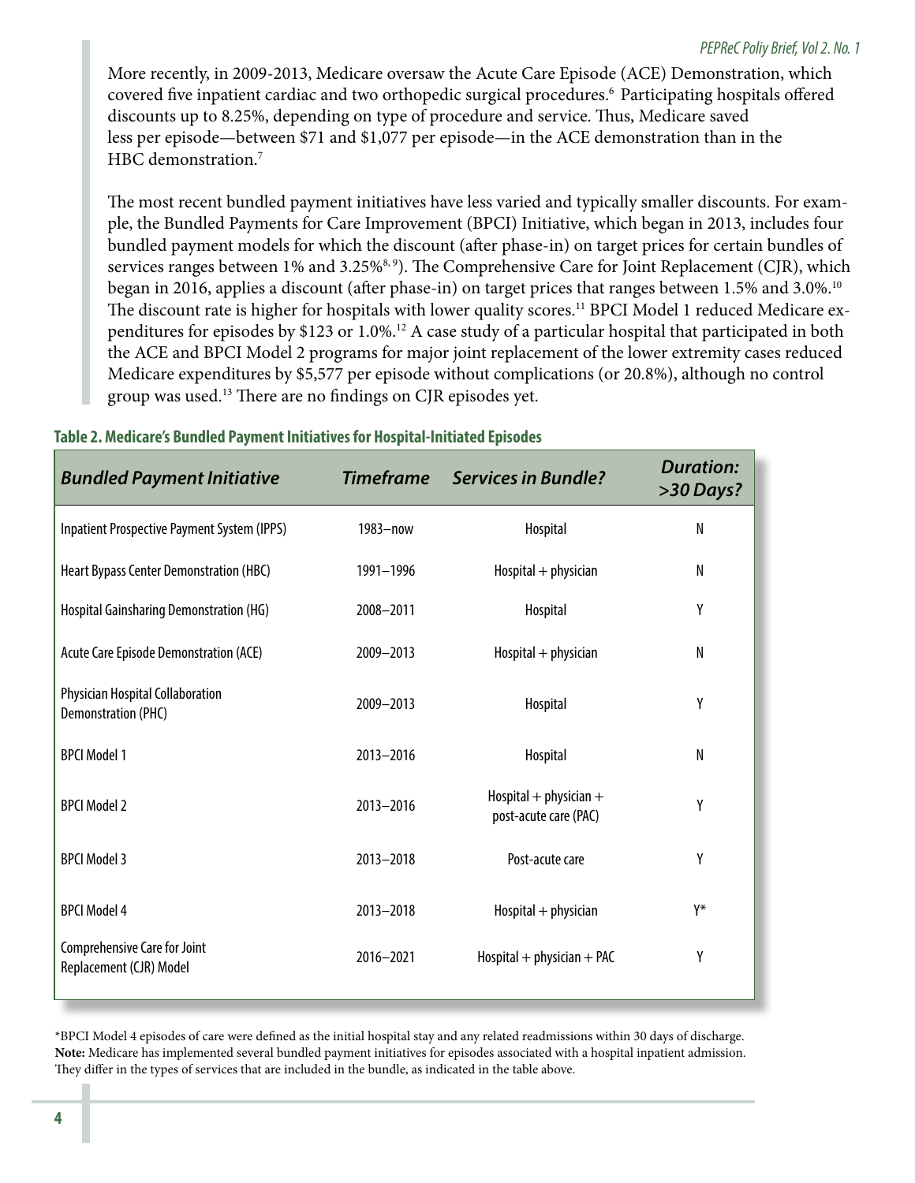More recently, in 2009-2013, Medicare oversaw the Acute Care Episode (ACE) Demonstration, which covered five inpatient cardiac and two orthopedic surgical procedures.[6] Participating hospitals offered discounts up to 8.25%, depending on type of procedure and service. Thus, Medicare saved less per episode—between $71 and $1,077 per episode—in the ACE demonstration than in the HBC demonstration.[7]

The most recent bundled payment initiatives have less varied and typically smaller discounts. For example, the Bundled Payments for Care Improvement (BPCI) Initiative, which began in 2013, includes four bundled payment models for which the discount (after phase-in) on target prices for certain bundles of services ranges between 1% and 3.25%[8, 9]). The Comprehensive Care for Joint Replacement (CJR), which began in 2016, applies a discount (after phase-in) on target prices that ranges between 1.5% and 3.0%.[10] The discount rate is higher for hospitals with lower quality scores.[11] BPCI Model 1 reduced Medicare expenditures for episodes by $123 or 1.0%.[12] A case study of a particular hospital that participated in both the ACE and BPCI Model 2 programs for major joint replacement of the lower extremity cases reduced Medicare expenditures by $5,577 per episode without complications (or 20.8%), although no control group was used.[13] There are no findings on CJR episodes yet.

**Table 2. Medicare's Bundled Payment Initiatives for Hospital-Initiated Episodes**

| *Bundled Payment Initiative* | *Timeframe* | *Services in Bundle?* | *Duration: >30 Days?* |
|---|---|---|---|
| Inpatient Prospective Payment System (IPPS) | 1983–now | Hospital | N |
| Heart Bypass Center Demonstration (HBC) | 1991–1996 | Hospital + physician | N |
| Hospital Gainsharing Demonstration (HG) | 2008–2011 | Hospital | Y |
| Acute Care Episode Demonstration (ACE) | 2009–2013 | Hospital + physician | N |
| Physician Hospital Collaboration Demonstration (PHC) | 2009–2013 | Hospital | Y |
| BPCI Model 1 | 2013–2016 | Hospital | N |
| BPCI Model 2 | 2013–2016 | Hospital + physician + post-acute care (PAC) | Y |
| BPCI Model 3 | 2013–2018 | Post-acute care | Y |
| BPCI Model 4 | 2013–2018 | Hospital + physician | Y* |
| Comprehensive Care for Joint Replacement (CJR) Model | 2016–2021 | Hospital + physician + PAC | Y |

*BPCI Model 4 episodes of care were defined as the initial hospital stay and any related readmissions within 30 days of discharge.
**Note:** Medicare has implemented several bundled payment initiatives for episodes associated with a hospital inpatient admission. They differ in the types of services that are included in the bundle, as indicated in the table above.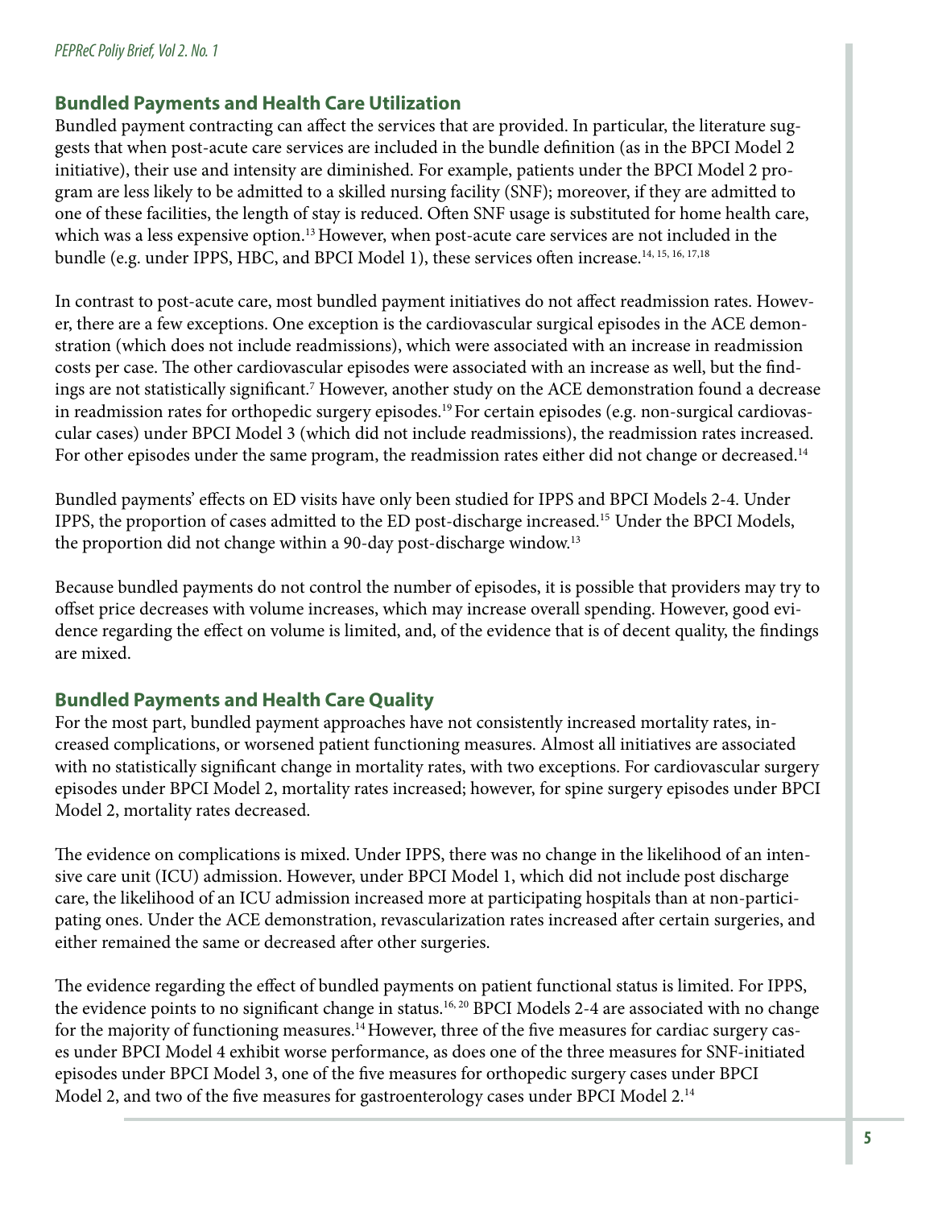## Bundled Payments and Health Care Utilization

Bundled payment contracting can affect the services that are provided. In particular, the literature suggests that when post-acute care services are included in the bundle definition (as in the BPCI Model 2 initiative), their use and intensity are diminished. For example, patients under the BPCI Model 2 program are less likely to be admitted to a skilled nursing facility (SNF); moreover, if they are admitted to one of these facilities, the length of stay is reduced. Often SNF usage is substituted for home health care, which was a less expensive option.[13] However, when post-acute care services are not included in the bundle (e.g. under IPPS, HBC, and BPCI Model 1), these services often increase.[14, 15, 16, 17,18]

In contrast to post-acute care, most bundled payment initiatives do not affect readmission rates. However, there are a few exceptions. One exception is the cardiovascular surgical episodes in the ACE demonstration (which does not include readmissions), which were associated with an increase in readmission costs per case. The other cardiovascular episodes were associated with an increase as well, but the findings are not statistically significant.[7] However, another study on the ACE demonstration found a decrease in readmission rates for orthopedic surgery episodes.[19] For certain episodes (e.g. non-surgical cardiovascular cases) under BPCI Model 3 (which did not include readmissions), the readmission rates increased. For other episodes under the same program, the readmission rates either did not change or decreased.[14]

Bundled payments' effects on ED visits have only been studied for IPPS and BPCI Models 2-4. Under IPPS, the proportion of cases admitted to the ED post-discharge increased.[15] Under the BPCI Models, the proportion did not change within a 90-day post-discharge window.[13]

Because bundled payments do not control the number of episodes, it is possible that providers may try to offset price decreases with volume increases, which may increase overall spending. However, good evidence regarding the effect on volume is limited, and, of the evidence that is of decent quality, the findings are mixed.

## Bundled Payments and Health Care Quality

For the most part, bundled payment approaches have not consistently increased mortality rates, increased complications, or worsened patient functioning measures. Almost all initiatives are associated with no statistically significant change in mortality rates, with two exceptions. For cardiovascular surgery episodes under BPCI Model 2, mortality rates increased; however, for spine surgery episodes under BPCI Model 2, mortality rates decreased.

The evidence on complications is mixed. Under IPPS, there was no change in the likelihood of an intensive care unit (ICU) admission. However, under BPCI Model 1, which did not include post discharge care, the likelihood of an ICU admission increased more at participating hospitals than at non-participating ones. Under the ACE demonstration, revascularization rates increased after certain surgeries, and either remained the same or decreased after other surgeries.

The evidence regarding the effect of bundled payments on patient functional status is limited. For IPPS, the evidence points to no significant change in status.[16, 20] BPCI Models 2-4 are associated with no change for the majority of functioning measures.[14] However, three of the five measures for cardiac surgery cases under BPCI Model 4 exhibit worse performance, as does one of the three measures for SNF-initiated episodes under BPCI Model 3, one of the five measures for orthopedic surgery cases under BPCI Model 2, and two of the five measures for gastroenterology cases under BPCI Model 2.[14]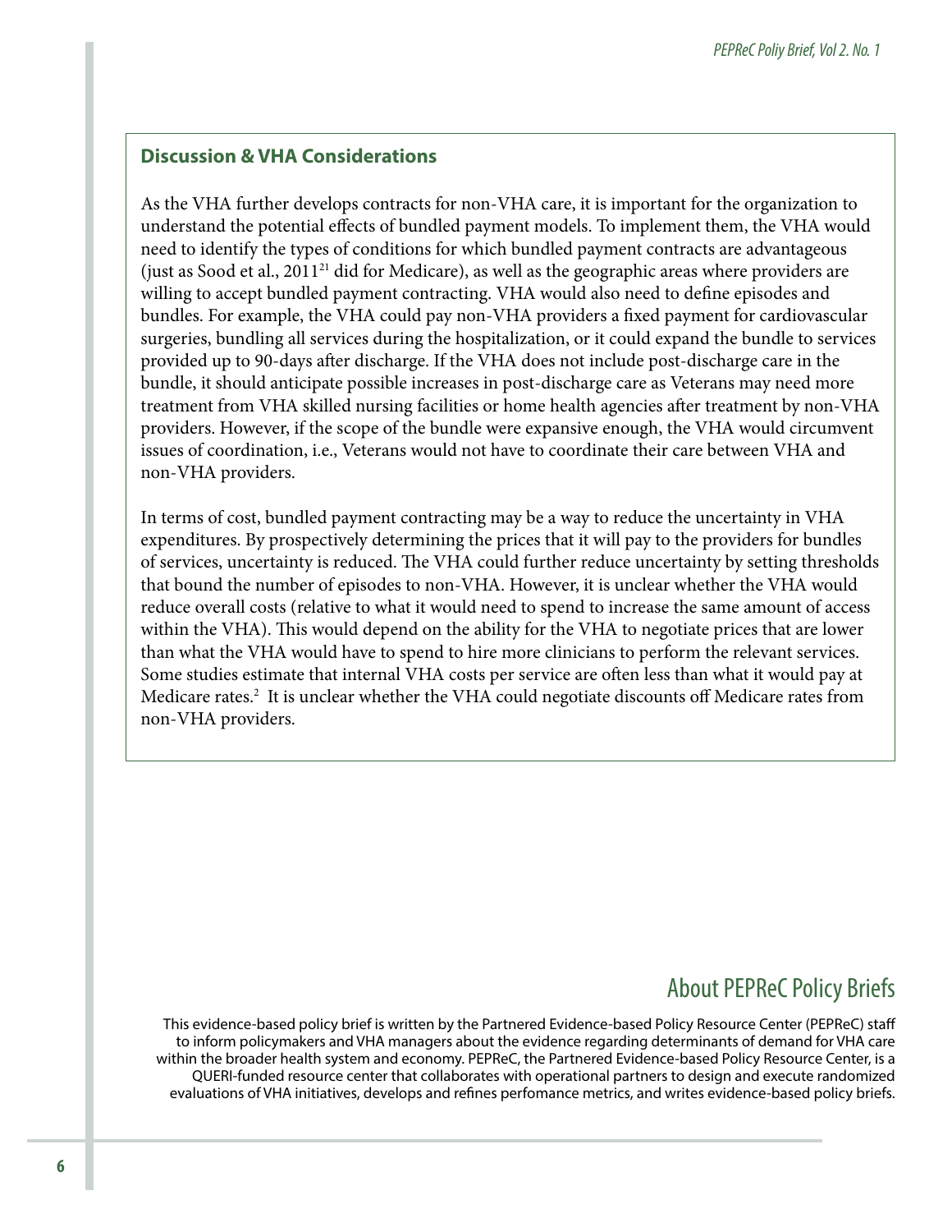### Discussion & VHA Considerations

As the VHA further develops contracts for non-VHA care, it is important for the organization to understand the potential effects of bundled payment models. To implement them, the VHA would need to identify the types of conditions for which bundled payment contracts are advantageous (just as Sood et al., 2011[21] did for Medicare), as well as the geographic areas where providers are willing to accept bundled payment contracting. VHA would also need to define episodes and bundles. For example, the VHA could pay non-VHA providers a fixed payment for cardiovascular surgeries, bundling all services during the hospitalization, or it could expand the bundle to services provided up to 90-days after discharge. If the VHA does not include post-discharge care in the bundle, it should anticipate possible increases in post-discharge care as Veterans may need more treatment from VHA skilled nursing facilities or home health agencies after treatment by non-VHA providers. However, if the scope of the bundle were expansive enough, the VHA would circumvent issues of coordination, i.e., Veterans would not have to coordinate their care between VHA and non-VHA providers.

In terms of cost, bundled payment contracting may be a way to reduce the uncertainty in VHA expenditures. By prospectively determining the prices that it will pay to the providers for bundles of services, uncertainty is reduced. The VHA could further reduce uncertainty by setting thresholds that bound the number of episodes to non-VHA. However, it is unclear whether the VHA would reduce overall costs (relative to what it would need to spend to increase the same amount of access within the VHA). This would depend on the ability for the VHA to negotiate prices that are lower than what the VHA would have to spend to hire more clinicians to perform the relevant services. Some studies estimate that internal VHA costs per service are often less than what it would pay at Medicare rates.[2] It is unclear whether the VHA could negotiate discounts off Medicare rates from non-VHA providers.

## About PEPReC Policy Briefs

This evidence-based policy brief is written by the Partnered Evidence-based Policy Resource Center (PEPReC) staff to inform policymakers and VHA managers about the evidence regarding determinants of demand for VHA care within the broader health system and economy. PEPReC, the Partnered Evidence-based Policy Resource Center, is a QUERI-funded resource center that collaborates with operational partners to design and execute randomized evaluations of VHA initiatives, develops and refines perfomance metrics, and writes evidence-based policy briefs.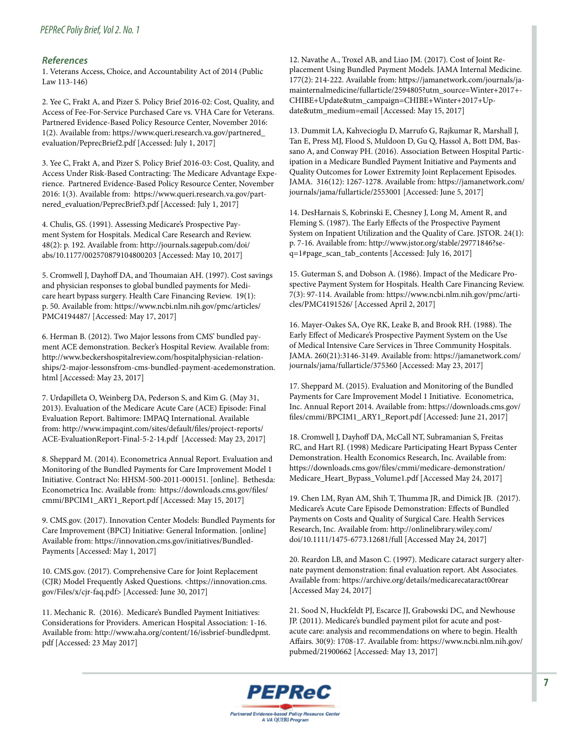## References

1. Veterans Access, Choice, and Accountability Act of 2014 (Public Law 113-146)

2. Yee C, Frakt A, and Pizer S. Policy Brief 2016-02: Cost, Quality, and Access of Fee-For-Service Purchased Care vs. VHA Care for Veterans. Partnered Evidence-Based Policy Resource Center, November 2016: 1(2). Available from: https://www.queri.research.va.gov/partnered_evaluation/PeprecBrief2.pdf [Accessed: July 1, 2017]

3. Yee C, Frakt A, and Pizer S. Policy Brief 2016-03: Cost, Quality, and Access Under Risk-Based Contracting: The Medicare Advantage Experience. Partnered Evidence-Based Policy Resource Center, November 2016: 1(3). Available from: https://www.queri.research.va.gov/partnered_evaluation/PeprecBrief3.pdf [Accessed: July 1, 2017]

4. Chulis, GS. (1991). Assessing Medicare's Prospective Payment System for Hospitals. Medical Care Research and Review. 48(2): p. 192. Available from: http://journals.sagepub.com/doi/abs/10.1177/002570879104800203 [Accessed: May 10, 2017]

5. Cromwell J, Dayhoff DA, and Thoumaian AH. (1997). Cost savings and physician responses to global bundled payments for Medicare heart bypass surgery. Health Care Financing Review. 19(1): p. 50. Available from: https://www.ncbi.nlm.nih.gov/pmc/articles/PMC4194487/ [Accessed: May 17, 2017]

6. Herman B. (2012). Two Major lessons from CMS' bundled payment ACE demonstration. Becker's Hospital Review. Available from: http://www.beckershospitalreview.com/hospitalphysician-relationships/2-major-lessonsfrom-cms-bundled-payment-acedemonstration.html [Accessed: May 23, 2017]

7. Urdapilleta O, Weinberg DA, Pederson S, and Kim G. (May 31, 2013). Evaluation of the Medicare Acute Care (ACE) Episode: Final Evaluation Report. Baltimore: IMPAQ International. Available from: http://www.impaqint.com/sites/default/files/project-reports/ACE-EvaluationReport-Final-5-2-14.pdf [Accessed: May 23, 2017]

8. Sheppard M. (2014). Econometrica Annual Report. Evaluation and Monitoring of the Bundled Payments for Care Improvement Model 1 Initiative. Contract No: HHSM-500-2011-000151. [online]. Bethesda: Econometrica Inc. Available from: https://downloads.cms.gov/files/cmmi/BPCIM1_ARY1_Report.pdf [Accessed: May 15, 2017]

9. CMS.gov. (2017). Innovation Center Models: Bundled Payments for Care Improvement (BPCI) Initiative: General Information. [online] Available from: https://innovation.cms.gov/initiatives/Bundled-Payments [Accessed: May 1, 2017]

10. CMS.gov. (2017). Comprehensive Care for Joint Replacement (CJR) Model Frequently Asked Questions. <https://innovation.cms.gov/Files/x/cjr-faq.pdf> [Accessed: June 30, 2017]

11. Mechanic R. (2016). Medicare's Bundled Payment Initiatives: Considerations for Providers. American Hospital Association: 1-16. Available from: http://www.aha.org/content/16/issbrief-bundledpmt.pdf [Accessed: 23 May 2017]

12. Navathe A., Troxel AB, and Liao JM. (2017). Cost of Joint Replacement Using Bundled Payment Models. JAMA Internal Medicine. 177(2): 214-222. Available from: https://jamanetwork.com/journals/jamainternalmedicine/fullarticle/2594805?utm_source=Winter+2017+-CHIBE+Update&utm_campaign=CHIBE+Winter+2017+Update&utm_medium=email [Accessed: May 15, 2017]

13. Dummit LA, Kahvecioglu D, Marrufo G, Rajkumar R, Marshall J, Tan E, Press MJ, Flood S, Muldoon D, Gu Q, Hassol A, Bott DM, Bassano A, and Conway PH. (2016). Association Between Hospital Participation in a Medicare Bundled Payment Initiative and Payments and Quality Outcomes for Lower Extremity Joint Replacement Episodes. JAMA. 316(12): 1267-1278. Available from: https://jamanetwork.com/journals/jama/fullarticle/2553001 [Accessed: June 5, 2017]

14. DesHarnais S, Kobrinski E, Chesney J, Long M, Ament R, and Fleming S. (1987). The Early Effects of the Prospective Payment System on Inpatient Utilization and the Quality of Care. JSTOR. 24(1): p. 7-16. Available from: http://www.jstor.org/stable/29771846?seq=1#page_scan_tab_contents [Accessed: July 16, 2017]

15. Guterman S, and Dobson A. (1986). Impact of the Medicare Prospective Payment System for Hospitals. Health Care Financing Review. 7(3): 97-114. Available from: https://www.ncbi.nlm.nih.gov/pmc/articles/PMC4191526/ [Accessed April 2, 2017]

16. Mayer-Oakes SA, Oye RK, Leake B, and Brook RH. (1988). The Early Effect of Medicare's Prospective Payment System on the Use of Medical Intensive Care Services in Three Community Hospitals. JAMA. 260(21):3146-3149. Available from: https://jamanetwork.com/journals/jama/fullarticle/375360 [Accessed: May 23, 2017]

17. Sheppard M. (2015). Evaluation and Monitoring of the Bundled Payments for Care Improvement Model 1 Initiative. Econometrica, Inc. Annual Report 2014. Available from: https://downloads.cms.gov/files/cmmi/BPCIM1_ARY1_Report.pdf [Accessed: June 21, 2017]

18. Cromwell J, Dayhoff DA, McCall NT, Subramanian S, Freitas RC, and Hart RJ. (1998) Medicare Participating Heart Bypass Center Demonstration. Health Economics Research, Inc. Available from: https://downloads.cms.gov/files/cmmi/medicare-demonstration/Medicare_Heart_Bypass_Volume1.pdf [Accessed May 24, 2017]

19. Chen LM, Ryan AM, Shih T, Thumma JR, and Dimick JB. (2017). Medicare's Acute Care Episode Demonstration: Effects of Bundled Payments on Costs and Quality of Surgical Care. Health Services Research, Inc. Available from: http://onlinelibrary.wiley.com/doi/10.1111/1475-6773.12681/full [Accessed May 24, 2017]

20. Reardon LB, and Mason C. (1997). Medicare cataract surgery alternate payment demonstration: final evaluation report. Abt Associates. Available from: https://archive.org/details/medicarecataract00rear [Accessed May 24, 2017]

21. Sood N, Huckfeldt PJ, Escarce JJ, Grabowski DC, and Newhouse JP. (2011). Medicare's bundled payment pilot for acute and post-acute care: analysis and recommendations on where to begin. Health Affairs. 30(9): 1708-17. Available from: https://www.ncbi.nlm.nih.gov/pubmed/21900662 [Accessed: May 13, 2017]